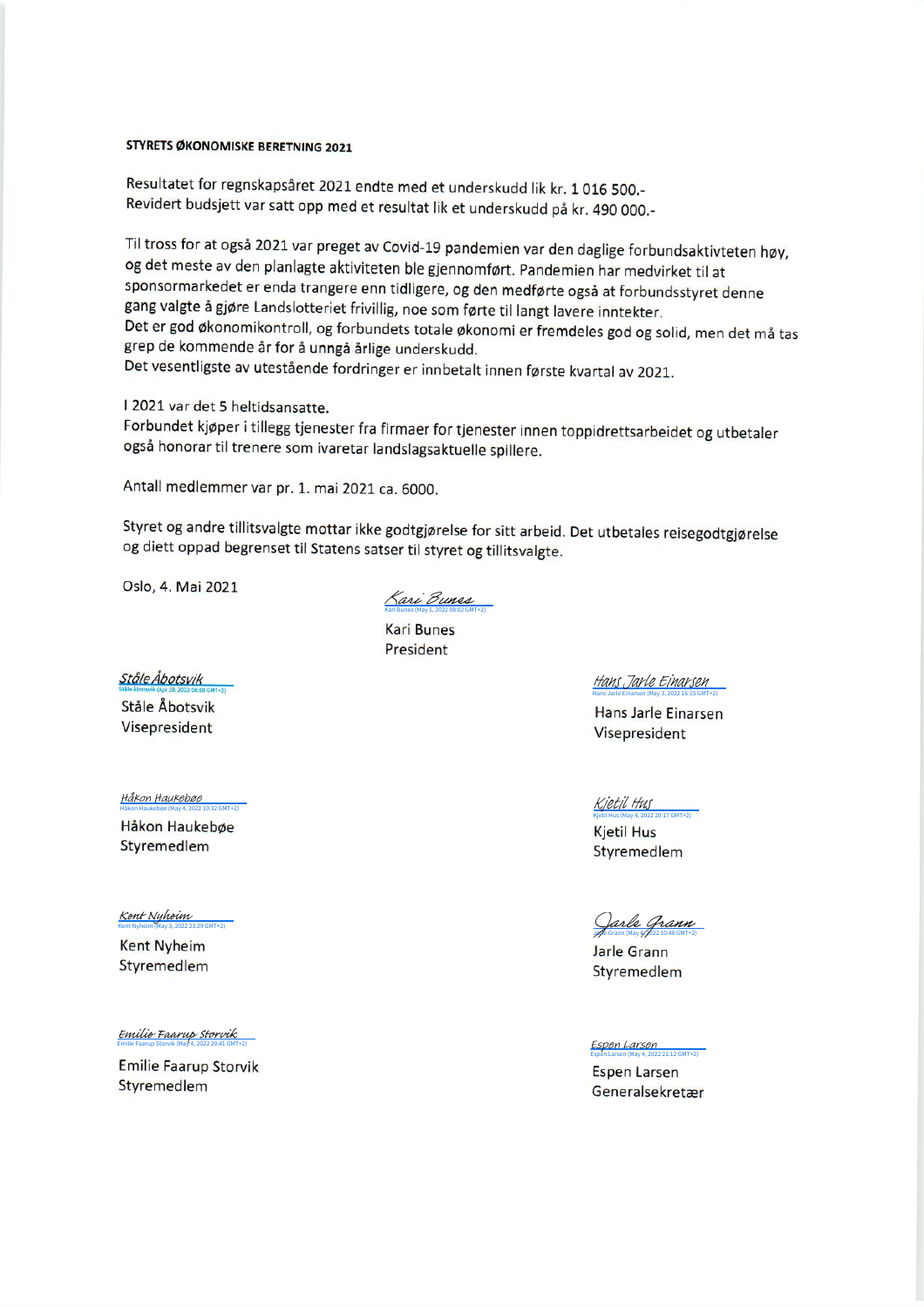**STYRETS ØKONOMISKE BERETNING 2021**

Resultatet for regnskapsåret 2021 endte med et underskudd lik kr. 1 016 500.-
Revidert budsjett var satt opp med et resultat lik et underskudd på kr. 490 000.-

Til tross for at også 2021 var preget av Covid-19 pandemien var den daglige forbundsaktivteten høy, og det meste av den planlagte aktiviteten ble gjennomført. Pandemien har medvirket til at sponsormarkedet er enda trangere enn tidligere, og den medførte også at forbundsstyret denne gang valgte å gjøre Landslotteriet frivillig, noe som førte til langt lavere inntekter.
Det er god økonomikontroll, og forbundets totale økonomi er fremdeles god og solid, men det må tas grep de kommende år for å unngå årlige underskudd.
Det vesentligste av utestående fordringer er innbetalt innen første kvartal av 2021.

I 2021 var det 5 heltidsansatte.
Forbundet kjøper i tillegg tjenester fra firmaer for tjenester innen toppidrettsarbeidet og utbetaler også honorar til trenere som ivaretar landslagsaktuelle spillere.

Antall medlemmer var pr. 1. mai 2021 ca. 6000.

Styret og andre tillitsvalgte mottar ikke godtgjørelse for sitt arbeid. Det utbetales reisegodtgjørelse og diett oppad begrenset til Statens satser til styret og tillitsvalgte.

Oslo, 4. Mai 2021

*Kari Bunes* (Kari Bunes (May 5, 2022 08:02 GMT+2))
Kari Bunes
President

*Ståle Åbotsvik* (Ståle Åbotsvik (Apr 29, 2022 04:59 GMT+2))
Ståle Åbotsvik
Visepresident

*Hans Jarle Einarsen* (Hans Jarle Einarsen (May 3, 2022 16:15 GMT+2))
Hans Jarle Einarsen
Visepresident

*Håkon Haukebøe* (Håkon Haukebøe (May 4, 2022 10:32 GMT+2))
Håkon Haukebøe
Styremedlem

*Kjetil Hus* (Kjetil Hus (May 4, 2022 20:17 GMT+2))
Kjetil Hus
Styremedlem

*Kent Nyheim* (Kent Nyheim (May 3, 2022 23:29 GMT+2))
Kent Nyheim
Styremedlem

*Jarle Grann* (Jarle Grann (May 4, 2022 10:48 GMT+2))
Jarle Grann
Styremedlem

*Emilie Faarup Storvik* (Emilie Faarup Storvik (May 4, 2022 20:41 GMT+2))
Emilie Faarup Storvik
Styremedlem

*Espen Larsen* (Espen Larsen (May 4, 2022 21:12 GMT+2))
Espen Larsen
Generalsekretær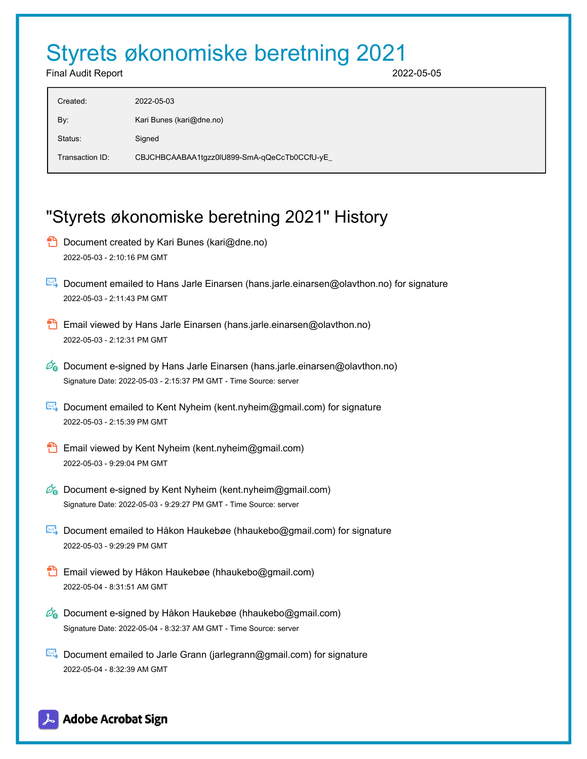# Styrets økonomiske beretning 2021

Final Audit Report 2022-05-05

| | |
|---|---|
| Created: | 2022-05-03 |
| By: | Kari Bunes (kari@dne.no) |
| Status: | Signed |
| Transaction ID: | CBJCHBCAABAA1tgzz0lU899-SmA-qQeCcTb0CCfU-yE_ |

## "Styrets økonomiske beretning 2021" History

- Document created by Kari Bunes (kari@dne.no)
  2022-05-03 - 2:10:16 PM GMT

- Document emailed to Hans Jarle Einarsen (hans.jarle.einarsen@olavthon.no) for signature
  2022-05-03 - 2:11:43 PM GMT

- Email viewed by Hans Jarle Einarsen (hans.jarle.einarsen@olavthon.no)
  2022-05-03 - 2:12:31 PM GMT

- Document e-signed by Hans Jarle Einarsen (hans.jarle.einarsen@olavthon.no)
  Signature Date: 2022-05-03 - 2:15:37 PM GMT - Time Source: server

- Document emailed to Kent Nyheim (kent.nyheim@gmail.com) for signature
  2022-05-03 - 2:15:39 PM GMT

- Email viewed by Kent Nyheim (kent.nyheim@gmail.com)
  2022-05-03 - 9:29:04 PM GMT

- Document e-signed by Kent Nyheim (kent.nyheim@gmail.com)
  Signature Date: 2022-05-03 - 9:29:27 PM GMT - Time Source: server

- Document emailed to Håkon Haukebøe (hhaukebo@gmail.com) for signature
  2022-05-03 - 9:29:29 PM GMT

- Email viewed by Håkon Haukebøe (hhaukebo@gmail.com)
  2022-05-04 - 8:31:51 AM GMT

- Document e-signed by Håkon Haukebøe (hhaukebo@gmail.com)
  Signature Date: 2022-05-04 - 8:32:37 AM GMT - Time Source: server

- Document emailed to Jarle Grann (jarlegrann@gmail.com) for signature
  2022-05-04 - 8:32:39 AM GMT

Adobe Acrobat Sign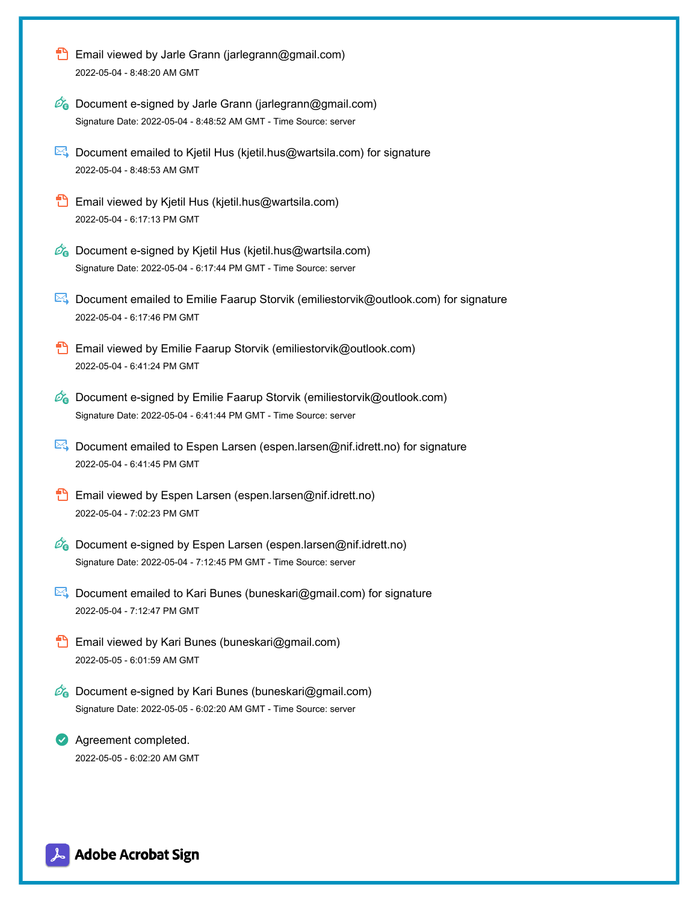Email viewed by Jarle Grann (jarlegrann@gmail.com)
2022-05-04 - 8:48:20 AM GMT

Document e-signed by Jarle Grann (jarlegrann@gmail.com)
Signature Date: 2022-05-04 - 8:48:52 AM GMT - Time Source: server

Document emailed to Kjetil Hus (kjetil.hus@wartsila.com) for signature
2022-05-04 - 8:48:53 AM GMT

Email viewed by Kjetil Hus (kjetil.hus@wartsila.com)
2022-05-04 - 6:17:13 PM GMT

Document e-signed by Kjetil Hus (kjetil.hus@wartsila.com)
Signature Date: 2022-05-04 - 6:17:44 PM GMT - Time Source: server

Document emailed to Emilie Faarup Storvik (emiliestorvik@outlook.com) for signature
2022-05-04 - 6:17:46 PM GMT

Email viewed by Emilie Faarup Storvik (emiliestorvik@outlook.com)
2022-05-04 - 6:41:24 PM GMT

Document e-signed by Emilie Faarup Storvik (emiliestorvik@outlook.com)
Signature Date: 2022-05-04 - 6:41:44 PM GMT - Time Source: server

Document emailed to Espen Larsen (espen.larsen@nif.idrett.no) for signature
2022-05-04 - 6:41:45 PM GMT

Email viewed by Espen Larsen (espen.larsen@nif.idrett.no)
2022-05-04 - 7:02:23 PM GMT

Document e-signed by Espen Larsen (espen.larsen@nif.idrett.no)
Signature Date: 2022-05-04 - 7:12:45 PM GMT - Time Source: server

Document emailed to Kari Bunes (buneskari@gmail.com) for signature
2022-05-04 - 7:12:47 PM GMT

Email viewed by Kari Bunes (buneskari@gmail.com)
2022-05-05 - 6:01:59 AM GMT

Document e-signed by Kari Bunes (buneskari@gmail.com)
Signature Date: 2022-05-05 - 6:02:20 AM GMT - Time Source: server

Agreement completed.
2022-05-05 - 6:02:20 AM GMT

Adobe Acrobat Sign